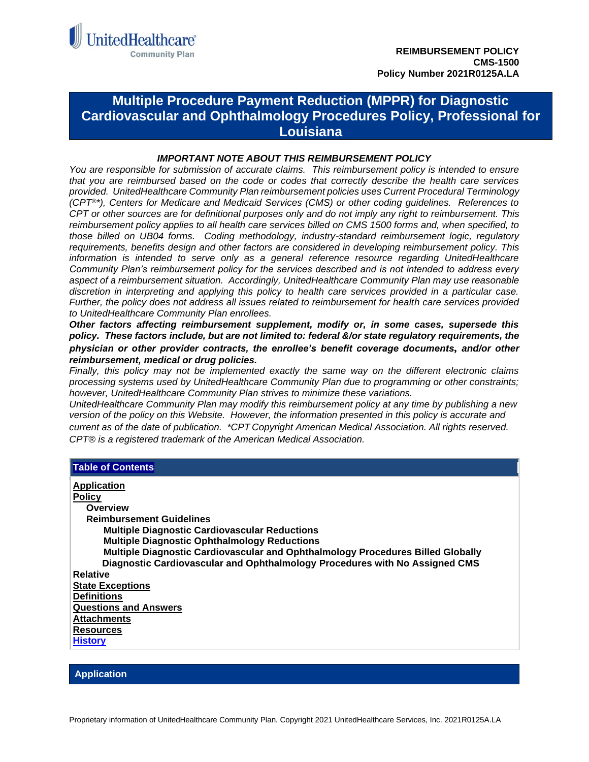UnitedHealthcare Community Plan

**REIMBURSEMENT POLICY**
**CMS-1500**
**Policy Number 2021R0125A.LA**

# Multiple Procedure Payment Reduction (MPPR) for Diagnostic Cardiovascular and Ophthalmology Procedures Policy, Professional for Louisiana

***IMPORTANT NOTE ABOUT THIS REIMBURSEMENT POLICY***

*You are responsible for submission of accurate claims. This reimbursement policy is intended to ensure that you are reimbursed based on the code or codes that correctly describe the health care services provided. UnitedHealthcare Community Plan reimbursement policies uses Current Procedural Terminology (CPT®\*), Centers for Medicare and Medicaid Services (CMS) or other coding guidelines. References to CPT or other sources are for definitional purposes only and do not imply any right to reimbursement. This reimbursement policy applies to all health care services billed on CMS 1500 forms and, when specified, to those billed on UB04 forms. Coding methodology, industry-standard reimbursement logic, regulatory requirements, benefits design and other factors are considered in developing reimbursement policy. This information is intended to serve only as a general reference resource regarding UnitedHealthcare Community Plan's reimbursement policy for the services described and is not intended to address every aspect of a reimbursement situation. Accordingly, UnitedHealthcare Community Plan may use reasonable discretion in interpreting and applying this policy to health care services provided in a particular case. Further, the policy does not address all issues related to reimbursement for health care services provided to UnitedHealthcare Community Plan enrollees.*

***Other factors affecting reimbursement supplement, modify or, in some cases, supersede this policy. These factors include, but are not limited to: federal &/or state regulatory requirements, the physician or other provider contracts, the enrollee's benefit coverage documents, and/or other reimbursement, medical or drug policies.***

*Finally, this policy may not be implemented exactly the same way on the different electronic claims processing systems used by UnitedHealthcare Community Plan due to programming or other constraints; however, UnitedHealthcare Community Plan strives to minimize these variations.*

*UnitedHealthcare Community Plan may modify this reimbursement policy at any time by publishing a new version of the policy on this Website. However, the information presented in this policy is accurate and current as of the date of publication. \*CPT Copyright American Medical Association. All rights reserved. CPT® is a registered trademark of the American Medical Association.*

## Table of Contents

**Application**
**Policy**
- **Overview**
- **Reimbursement Guidelines**
  - **Multiple Diagnostic Cardiovascular Reductions**
  - **Multiple Diagnostic Ophthalmology Reductions**
  - **Multiple Diagnostic Cardiovascular and Ophthalmology Procedures Billed Globally**
  - **Diagnostic Cardiovascular and Ophthalmology Procedures with No Assigned CMS Relative**

**State Exceptions**
**Definitions**
**Questions and Answers**
**Attachments**
**Resources**
**History**

## Application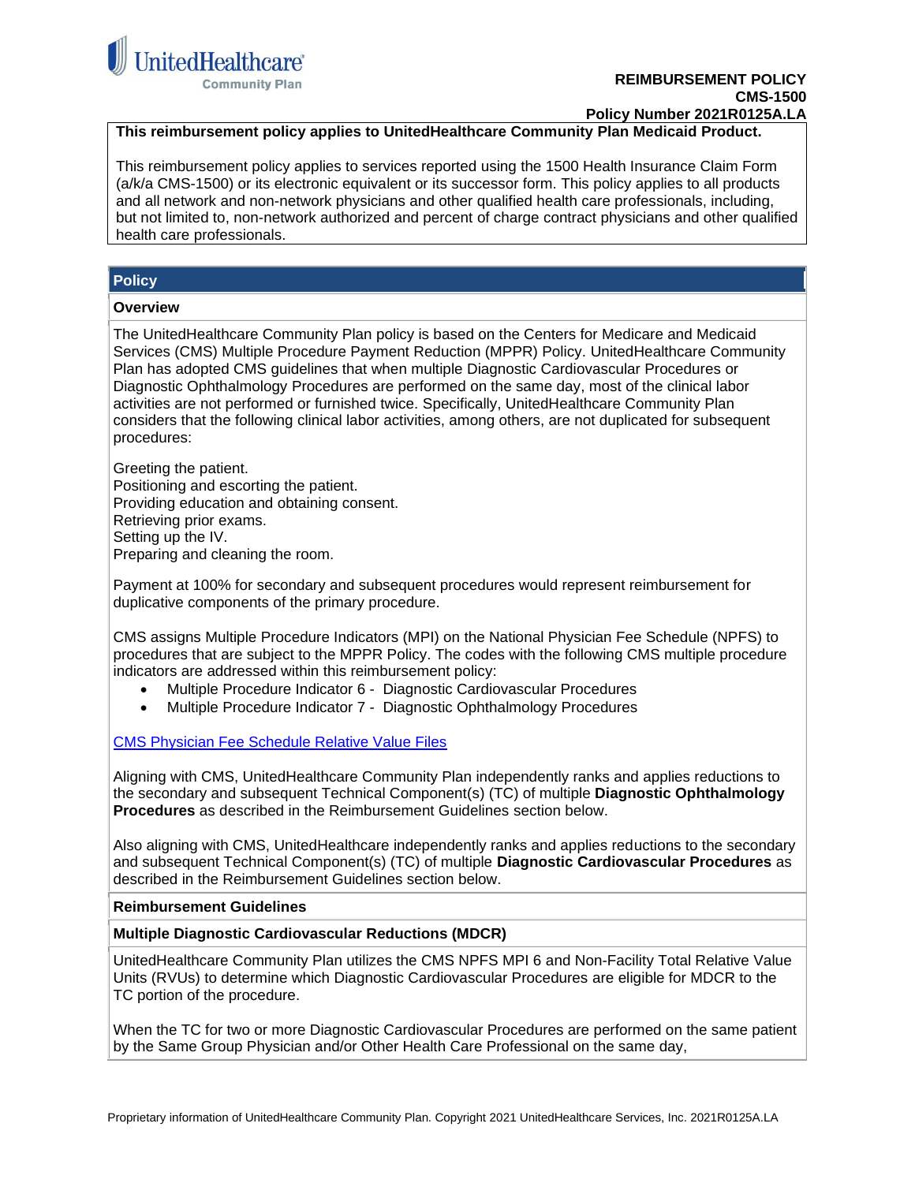**REIMBURSEMENT POLICY**
**CMS-1500**
**Policy Number 2021R0125A.LA**

**This reimbursement policy applies to UnitedHealthcare Community Plan Medicaid Product.**

This reimbursement policy applies to services reported using the 1500 Health Insurance Claim Form (a/k/a CMS-1500) or its electronic equivalent or its successor form. This policy applies to all products and all network and non-network physicians and other qualified health care professionals, including, but not limited to, non-network authorized and percent of charge contract physicians and other qualified health care professionals.

## Policy

### Overview

The UnitedHealthcare Community Plan policy is based on the Centers for Medicare and Medicaid Services (CMS) Multiple Procedure Payment Reduction (MPPR) Policy. UnitedHealthcare Community Plan has adopted CMS guidelines that when multiple Diagnostic Cardiovascular Procedures or Diagnostic Ophthalmology Procedures are performed on the same day, most of the clinical labor activities are not performed or furnished twice. Specifically, UnitedHealthcare Community Plan considers that the following clinical labor activities, among others, are not duplicated for subsequent procedures:

Greeting the patient.
Positioning and escorting the patient.
Providing education and obtaining consent.
Retrieving prior exams.
Setting up the IV.
Preparing and cleaning the room.

Payment at 100% for secondary and subsequent procedures would represent reimbursement for duplicative components of the primary procedure.

CMS assigns Multiple Procedure Indicators (MPI) on the National Physician Fee Schedule (NPFS) to procedures that are subject to the MPPR Policy. The codes with the following CMS multiple procedure indicators are addressed within this reimbursement policy:

- Multiple Procedure Indicator 6 - Diagnostic Cardiovascular Procedures
- Multiple Procedure Indicator 7 - Diagnostic Ophthalmology Procedures

CMS Physician Fee Schedule Relative Value Files

Aligning with CMS, UnitedHealthcare Community Plan independently ranks and applies reductions to the secondary and subsequent Technical Component(s) (TC) of multiple **Diagnostic Ophthalmology Procedures** as described in the Reimbursement Guidelines section below.

Also aligning with CMS, UnitedHealthcare independently ranks and applies reductions to the secondary and subsequent Technical Component(s) (TC) of multiple **Diagnostic Cardiovascular Procedures** as described in the Reimbursement Guidelines section below.

### Reimbursement Guidelines

### Multiple Diagnostic Cardiovascular Reductions (MDCR)

UnitedHealthcare Community Plan utilizes the CMS NPFS MPI 6 and Non-Facility Total Relative Value Units (RVUs) to determine which Diagnostic Cardiovascular Procedures are eligible for MDCR to the TC portion of the procedure.

When the TC for two or more Diagnostic Cardiovascular Procedures are performed on the same patient by the Same Group Physician and/or Other Health Care Professional on the same day,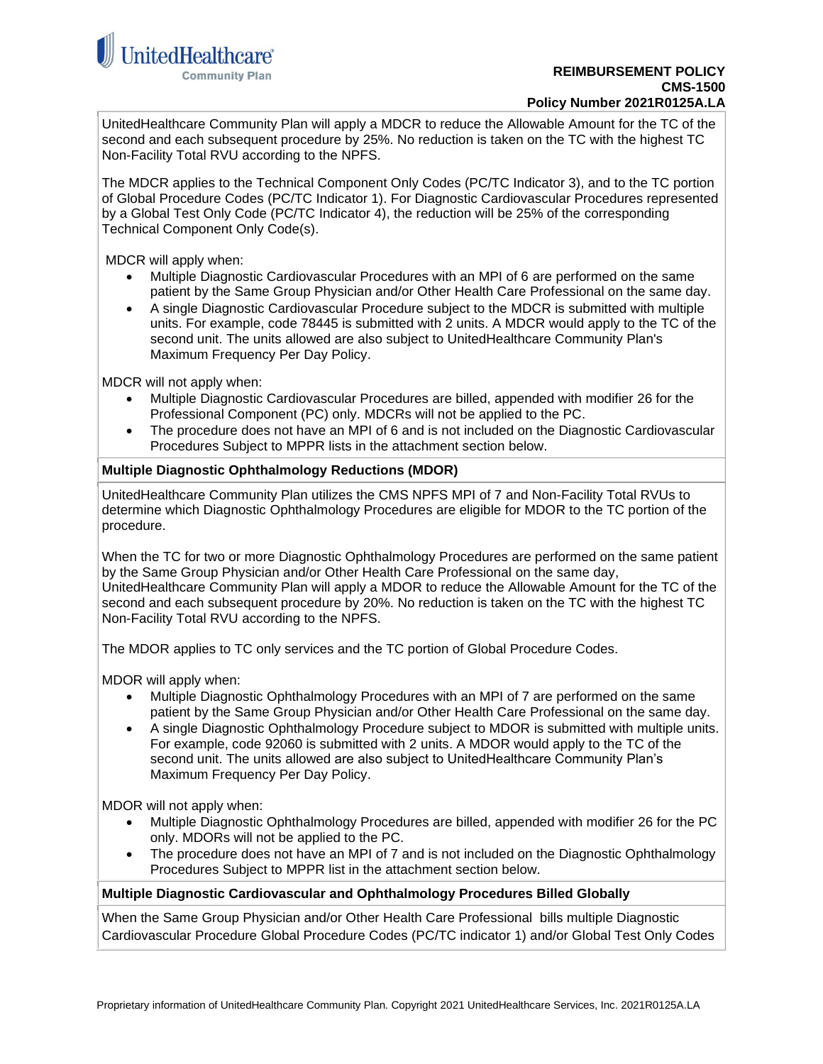UnitedHealthcare Community Plan will apply a MDCR to reduce the Allowable Amount for the TC of the second and each subsequent procedure by 25%. No reduction is taken on the TC with the highest TC Non-Facility Total RVU according to the NPFS.

The MDCR applies to the Technical Component Only Codes (PC/TC Indicator 3), and to the TC portion of Global Procedure Codes (PC/TC Indicator 1). For Diagnostic Cardiovascular Procedures represented by a Global Test Only Code (PC/TC Indicator 4), the reduction will be 25% of the corresponding Technical Component Only Code(s).

MDCR will apply when:

- Multiple Diagnostic Cardiovascular Procedures with an MPI of 6 are performed on the same patient by the Same Group Physician and/or Other Health Care Professional on the same day.
- A single Diagnostic Cardiovascular Procedure subject to the MDCR is submitted with multiple units. For example, code 78445 is submitted with 2 units. A MDCR would apply to the TC of the second unit. The units allowed are also subject to UnitedHealthcare Community Plan's Maximum Frequency Per Day Policy.

MDCR will not apply when:

- Multiple Diagnostic Cardiovascular Procedures are billed, appended with modifier 26 for the Professional Component (PC) only. MDCRs will not be applied to the PC.
- The procedure does not have an MPI of 6 and is not included on the Diagnostic Cardiovascular Procedures Subject to MPPR lists in the attachment section below.

**Multiple Diagnostic Ophthalmology Reductions (MDOR)**

UnitedHealthcare Community Plan utilizes the CMS NPFS MPI of 7 and Non-Facility Total RVUs to determine which Diagnostic Ophthalmology Procedures are eligible for MDOR to the TC portion of the procedure.

When the TC for two or more Diagnostic Ophthalmology Procedures are performed on the same patient by the Same Group Physician and/or Other Health Care Professional on the same day, UnitedHealthcare Community Plan will apply a MDOR to reduce the Allowable Amount for the TC of the second and each subsequent procedure by 20%. No reduction is taken on the TC with the highest TC Non-Facility Total RVU according to the NPFS.

The MDOR applies to TC only services and the TC portion of Global Procedure Codes.

MDOR will apply when:

- Multiple Diagnostic Ophthalmology Procedures with an MPI of 7 are performed on the same patient by the Same Group Physician and/or Other Health Care Professional on the same day.
- A single Diagnostic Ophthalmology Procedure subject to MDOR is submitted with multiple units. For example, code 92060 is submitted with 2 units. A MDOR would apply to the TC of the second unit. The units allowed are also subject to UnitedHealthcare Community Plan's Maximum Frequency Per Day Policy.

MDOR will not apply when:

- Multiple Diagnostic Ophthalmology Procedures are billed, appended with modifier 26 for the PC only. MDORs will not be applied to the PC.
- The procedure does not have an MPI of 7 and is not included on the Diagnostic Ophthalmology Procedures Subject to MPPR list in the attachment section below.

**Multiple Diagnostic Cardiovascular and Ophthalmology Procedures Billed Globally**

When the Same Group Physician and/or Other Health Care Professional bills multiple Diagnostic Cardiovascular Procedure Global Procedure Codes (PC/TC indicator 1) and/or Global Test Only Codes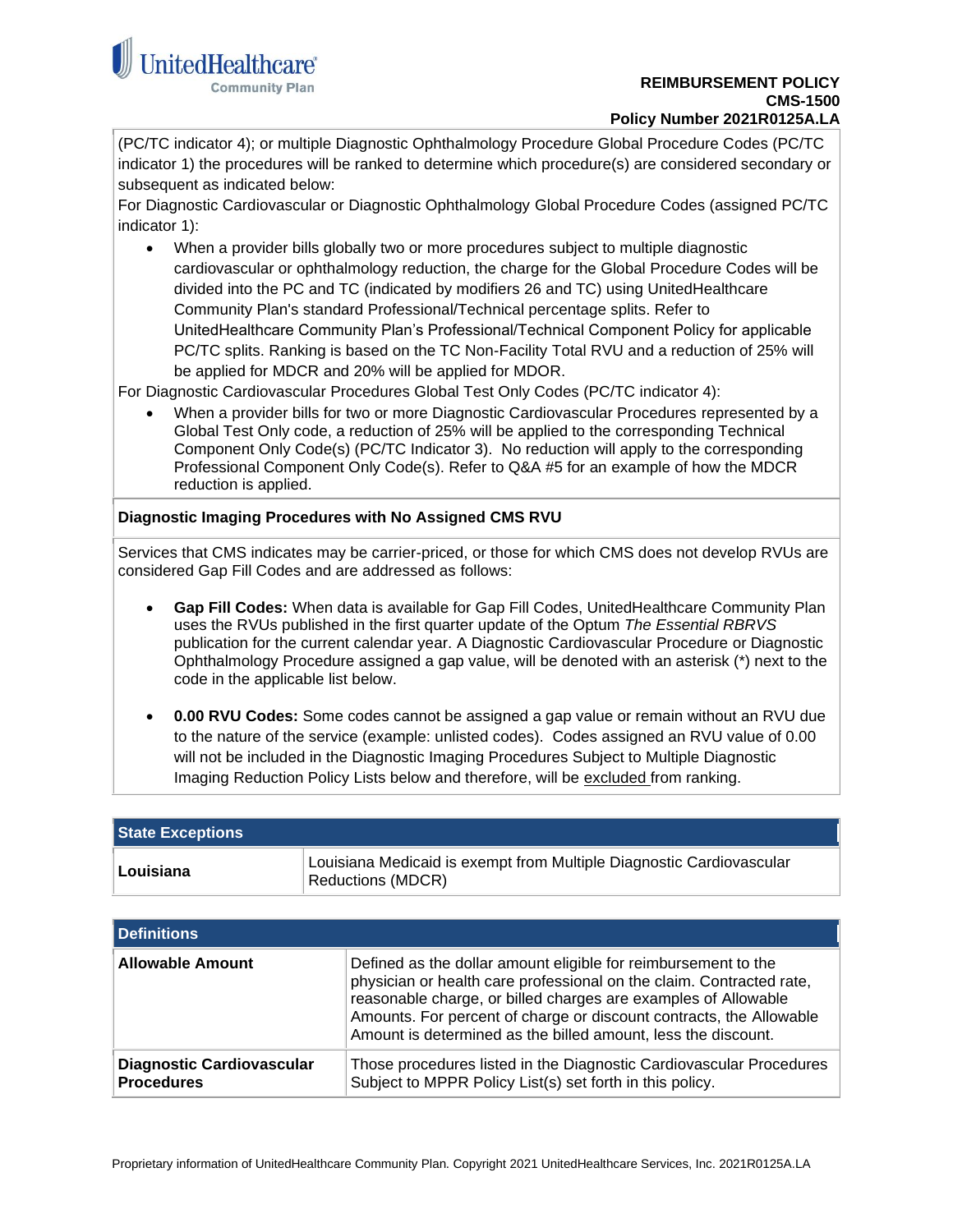(PC/TC indicator 4); or multiple Diagnostic Ophthalmology Procedure Global Procedure Codes (PC/TC indicator 1) the procedures will be ranked to determine which procedure(s) are considered secondary or subsequent as indicated below:

For Diagnostic Cardiovascular or Diagnostic Ophthalmology Global Procedure Codes (assigned PC/TC indicator 1):

- When a provider bills globally two or more procedures subject to multiple diagnostic cardiovascular or ophthalmology reduction, the charge for the Global Procedure Codes will be divided into the PC and TC (indicated by modifiers 26 and TC) using UnitedHealthcare Community Plan's standard Professional/Technical percentage splits. Refer to UnitedHealthcare Community Plan's Professional/Technical Component Policy for applicable PC/TC splits. Ranking is based on the TC Non-Facility Total RVU and a reduction of 25% will be applied for MDCR and 20% will be applied for MDOR.

For Diagnostic Cardiovascular Procedures Global Test Only Codes (PC/TC indicator 4):

- When a provider bills for two or more Diagnostic Cardiovascular Procedures represented by a Global Test Only code, a reduction of 25% will be applied to the corresponding Technical Component Only Code(s) (PC/TC Indicator 3). No reduction will apply to the corresponding Professional Component Only Code(s). Refer to Q&A #5 for an example of how the MDCR reduction is applied.

**Diagnostic Imaging Procedures with No Assigned CMS RVU**

Services that CMS indicates may be carrier-priced, or those for which CMS does not develop RVUs are considered Gap Fill Codes and are addressed as follows:

- **Gap Fill Codes:** When data is available for Gap Fill Codes, UnitedHealthcare Community Plan uses the RVUs published in the first quarter update of the Optum *The Essential RBRVS* publication for the current calendar year. A Diagnostic Cardiovascular Procedure or Diagnostic Ophthalmology Procedure assigned a gap value, will be denoted with an asterisk (*) next to the code in the applicable list below.

- **0.00 RVU Codes:** Some codes cannot be assigned a gap value or remain without an RVU due to the nature of the service (example: unlisted codes). Codes assigned an RVU value of 0.00 will not be included in the Diagnostic Imaging Procedures Subject to Multiple Diagnostic Imaging Reduction Policy Lists below and therefore, will be excluded from ranking.

| **State Exceptions** | |
|---|---|
| **Louisiana** | Louisiana Medicaid is exempt from Multiple Diagnostic Cardiovascular Reductions (MDCR) |

| **Definitions** | |
|---|---|
| **Allowable Amount** | Defined as the dollar amount eligible for reimbursement to the physician or health care professional on the claim. Contracted rate, reasonable charge, or billed charges are examples of Allowable Amounts. For percent of charge or discount contracts, the Allowable Amount is determined as the billed amount, less the discount. |
| **Diagnostic Cardiovascular Procedures** | Those procedures listed in the Diagnostic Cardiovascular Procedures Subject to MPPR Policy List(s) set forth in this policy. |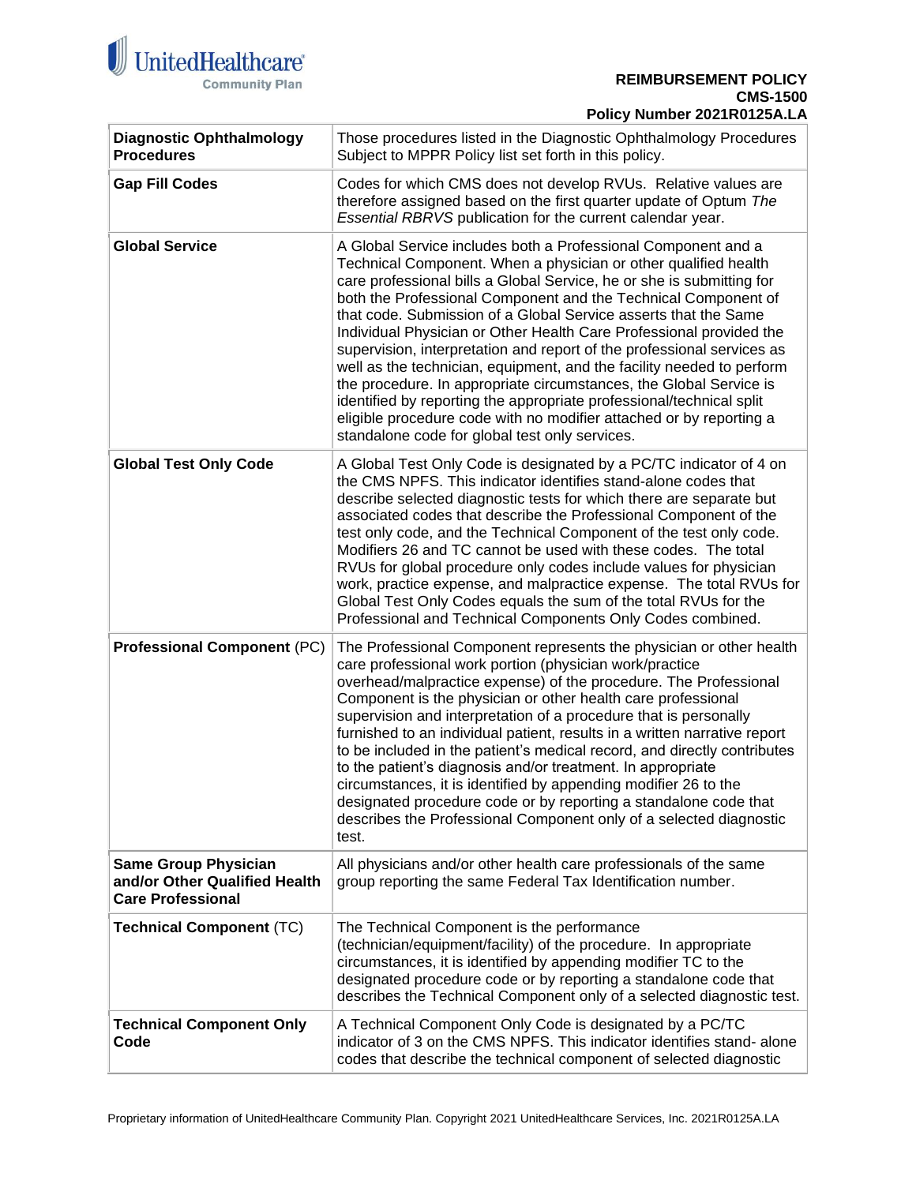| | |
|---|---|
| **Diagnostic Ophthalmology Procedures** | Those procedures listed in the Diagnostic Ophthalmology Procedures Subject to MPPR Policy list set forth in this policy. |
| **Gap Fill Codes** | Codes for which CMS does not develop RVUs. Relative values are therefore assigned based on the first quarter update of Optum *The Essential RBRVS* publication for the current calendar year. |
| **Global Service** | A Global Service includes both a Professional Component and a Technical Component. When a physician or other qualified health care professional bills a Global Service, he or she is submitting for both the Professional Component and the Technical Component of that code. Submission of a Global Service asserts that the Same Individual Physician or Other Health Care Professional provided the supervision, interpretation and report of the professional services as well as the technician, equipment, and the facility needed to perform the procedure. In appropriate circumstances, the Global Service is identified by reporting the appropriate professional/technical split eligible procedure code with no modifier attached or by reporting a standalone code for global test only services. |
| **Global Test Only Code** | A Global Test Only Code is designated by a PC/TC indicator of 4 on the CMS NPFS. This indicator identifies stand-alone codes that describe selected diagnostic tests for which there are separate but associated codes that describe the Professional Component of the test only code, and the Technical Component of the test only code. Modifiers 26 and TC cannot be used with these codes. The total RVUs for global procedure only codes include values for physician work, practice expense, and malpractice expense. The total RVUs for Global Test Only Codes equals the sum of the total RVUs for the Professional and Technical Components Only Codes combined. |
| **Professional Component** (PC) | The Professional Component represents the physician or other health care professional work portion (physician work/practice overhead/malpractice expense) of the procedure. The Professional Component is the physician or other health care professional supervision and interpretation of a procedure that is personally furnished to an individual patient, results in a written narrative report to be included in the patient's medical record, and directly contributes to the patient's diagnosis and/or treatment. In appropriate circumstances, it is identified by appending modifier 26 to the designated procedure code or by reporting a standalone code that describes the Professional Component only of a selected diagnostic test. |
| **Same Group Physician and/or Other Qualified Health Care Professional** | All physicians and/or other health care professionals of the same group reporting the same Federal Tax Identification number. |
| **Technical Component** (TC) | The Technical Component is the performance (technician/equipment/facility) of the procedure. In appropriate circumstances, it is identified by appending modifier TC to the designated procedure code or by reporting a standalone code that describes the Technical Component only of a selected diagnostic test. |
| **Technical Component Only Code** | A Technical Component Only Code is designated by a PC/TC indicator of 3 on the CMS NPFS. This indicator identifies stand- alone codes that describe the technical component of selected diagnostic |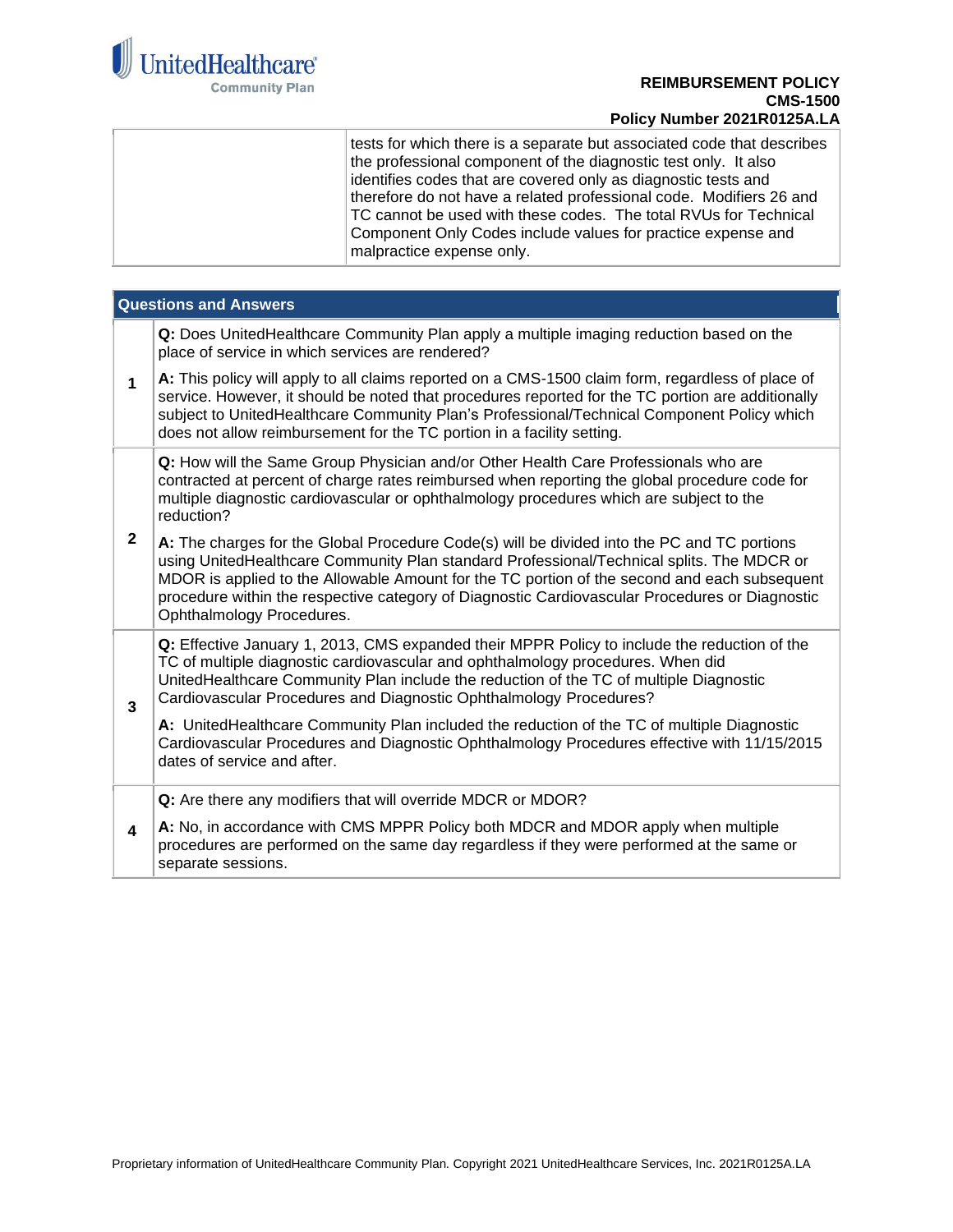| | |
|---|---|
| | tests for which there is a separate but associated code that describes the professional component of the diagnostic test only. It also identifies codes that are covered only as diagnostic tests and therefore do not have a related professional code. Modifiers 26 and TC cannot be used with these codes. The total RVUs for Technical Component Only Codes include values for practice expense and malpractice expense only. |

| Questions and Answers | |
|---|---|
| **1** | **Q:** Does UnitedHealthcare Community Plan apply a multiple imaging reduction based on the place of service in which services are rendered?<br><br>**A:** This policy will apply to all claims reported on a CMS-1500 claim form, regardless of place of service. However, it should be noted that procedures reported for the TC portion are additionally subject to UnitedHealthcare Community Plan's Professional/Technical Component Policy which does not allow reimbursement for the TC portion in a facility setting. |
| **2** | **Q:** How will the Same Group Physician and/or Other Health Care Professionals who are contracted at percent of charge rates reimbursed when reporting the global procedure code for multiple diagnostic cardiovascular or ophthalmology procedures which are subject to the reduction?<br><br>**A:** The charges for the Global Procedure Code(s) will be divided into the PC and TC portions using UnitedHealthcare Community Plan standard Professional/Technical splits. The MDCR or MDOR is applied to the Allowable Amount for the TC portion of the second and each subsequent procedure within the respective category of Diagnostic Cardiovascular Procedures or Diagnostic Ophthalmology Procedures. |
| **3** | **Q:** Effective January 1, 2013, CMS expanded their MPPR Policy to include the reduction of the TC of multiple diagnostic cardiovascular and ophthalmology procedures. When did UnitedHealthcare Community Plan include the reduction of the TC of multiple Diagnostic Cardiovascular Procedures and Diagnostic Ophthalmology Procedures?<br><br>**A:** UnitedHealthcare Community Plan included the reduction of the TC of multiple Diagnostic Cardiovascular Procedures and Diagnostic Ophthalmology Procedures effective with 11/15/2015 dates of service and after. |
| **4** | **Q:** Are there any modifiers that will override MDCR or MDOR?<br><br>**A:** No, in accordance with CMS MPPR Policy both MDCR and MDOR apply when multiple procedures are performed on the same day regardless if they were performed at the same or separate sessions. |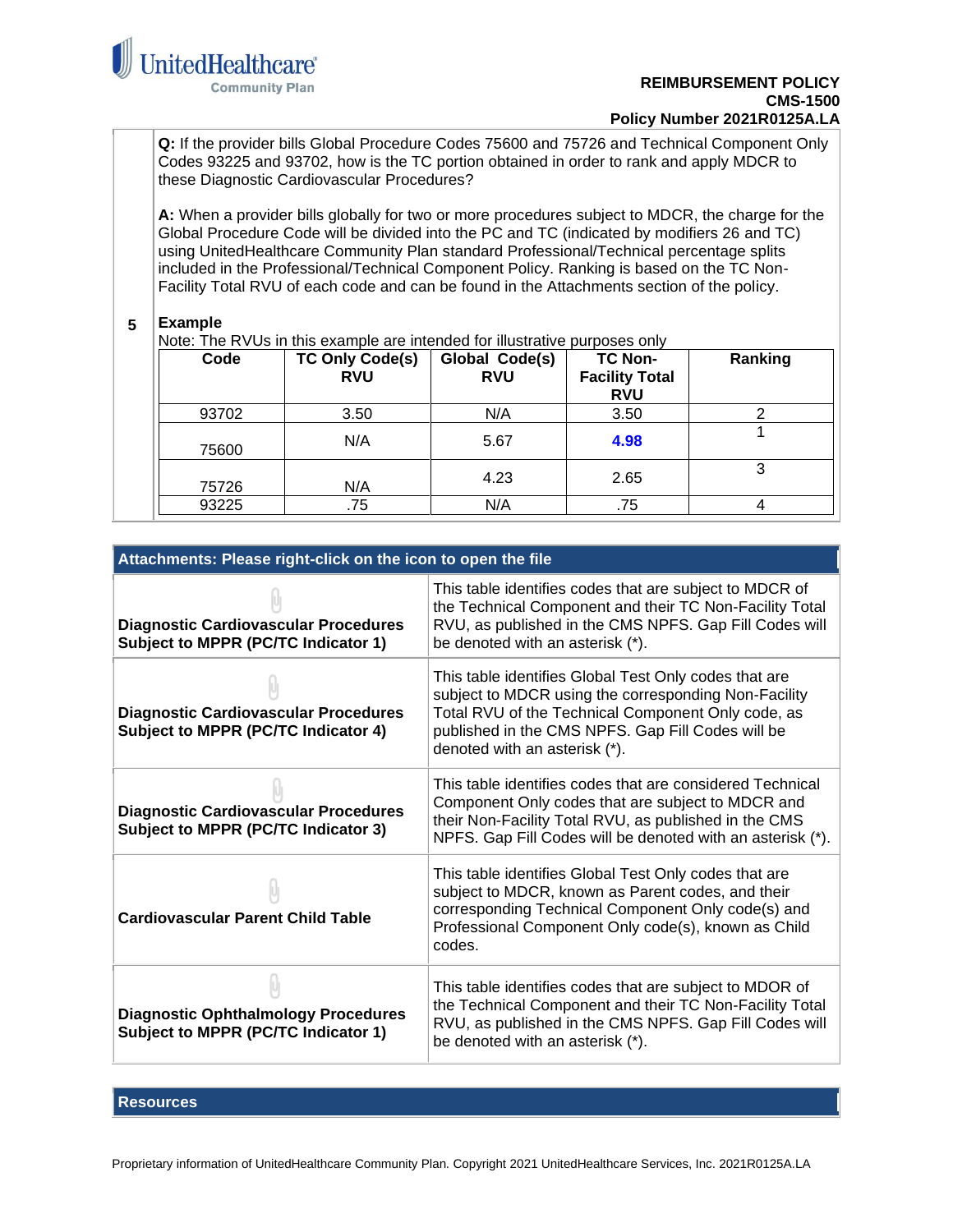**Q:** If the provider bills Global Procedure Codes 75600 and 75726 and Technical Component Only Codes 93225 and 93702, how is the TC portion obtained in order to rank and apply MDCR to these Diagnostic Cardiovascular Procedures?

**A:** When a provider bills globally for two or more procedures subject to MDCR, the charge for the Global Procedure Code will be divided into the PC and TC (indicated by modifiers 26 and TC) using UnitedHealthcare Community Plan standard Professional/Technical percentage splits included in the Professional/Technical Component Policy. Ranking is based on the TC Non-Facility Total RVU of each code and can be found in the Attachments section of the policy.

5

**Example**

Note: The RVUs in this example are intended for illustrative purposes only

| Code | TC Only Code(s) RVU | Global Code(s) RVU | TC Non-Facility Total RVU | Ranking |
|---|---|---|---|---|
| 93702 | 3.50 | N/A | 3.50 | 2 |
| 75600 | N/A | 5.67 | **4.98** | 1 |
| 75726 | N/A | 4.23 | 2.65 | 3 |
| 93225 | .75 | N/A | .75 | 4 |

## Attachments: Please right-click on the icon to open the file

| | |
|---|---|
| **Diagnostic Cardiovascular Procedures Subject to MPPR (PC/TC Indicator 1)** | This table identifies codes that are subject to MDCR of the Technical Component and their TC Non-Facility Total RVU, as published in the CMS NPFS. Gap Fill Codes will be denoted with an asterisk (*). |
| **Diagnostic Cardiovascular Procedures Subject to MPPR (PC/TC Indicator 4)** | This table identifies Global Test Only codes that are subject to MDCR using the corresponding Non-Facility Total RVU of the Technical Component Only code, as published in the CMS NPFS. Gap Fill Codes will be denoted with an asterisk (*). |
| **Diagnostic Cardiovascular Procedures Subject to MPPR (PC/TC Indicator 3)** | This table identifies codes that are considered Technical Component Only codes that are subject to MDCR and their Non-Facility Total RVU, as published in the CMS NPFS. Gap Fill Codes will be denoted with an asterisk (*). |
| **Cardiovascular Parent Child Table** | This table identifies Global Test Only codes that are subject to MDCR, known as Parent codes, and their corresponding Technical Component Only code(s) and Professional Component Only code(s), known as Child codes. |
| **Diagnostic Ophthalmology Procedures Subject to MPPR (PC/TC Indicator 1)** | This table identifies codes that are subject to MDOR of the Technical Component and their TC Non-Facility Total RVU, as published in the CMS NPFS. Gap Fill Codes will be denoted with an asterisk (*). |

## Resources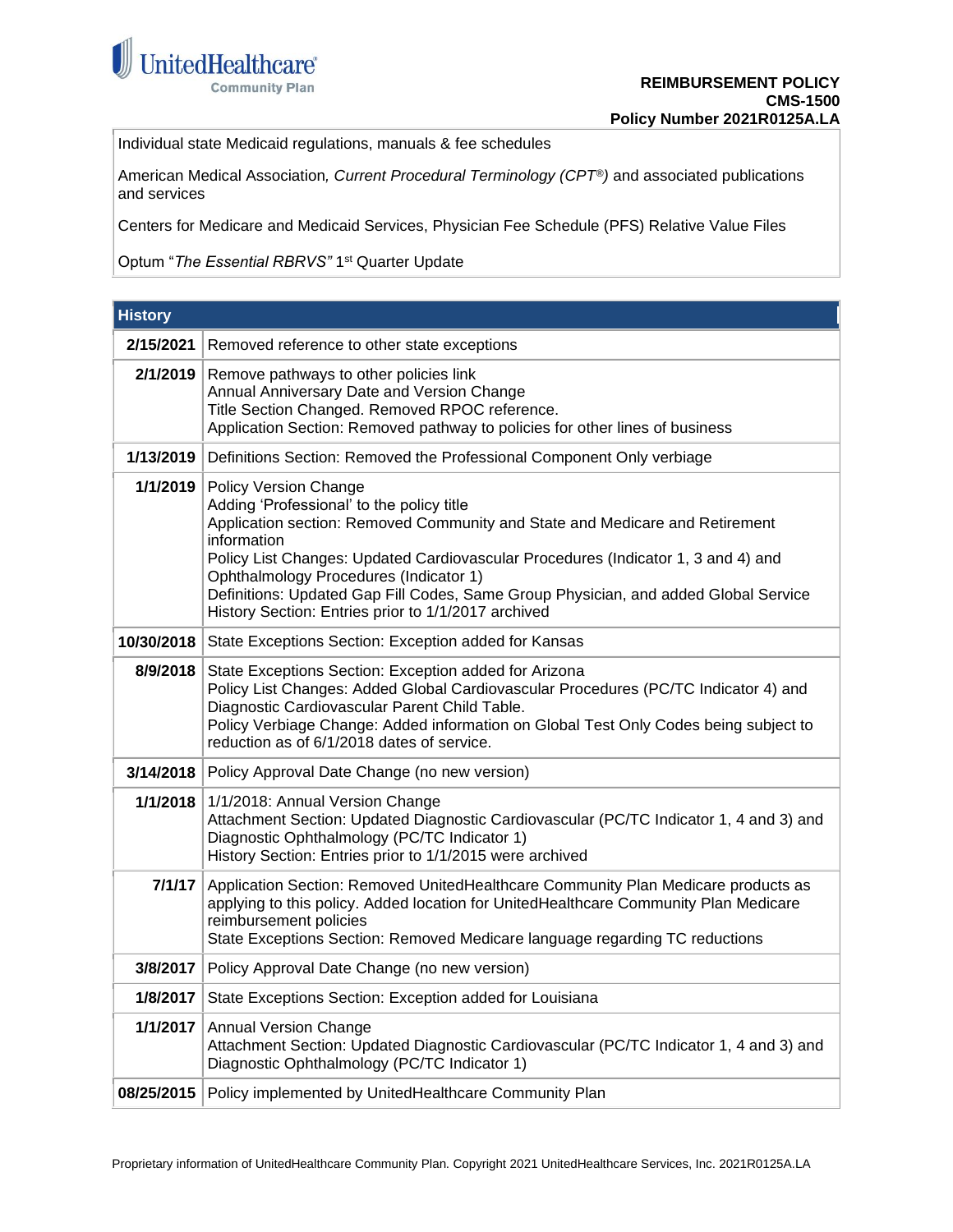Individual state Medicaid regulations, manuals & fee schedules

American Medical Association, *Current Procedural Terminology (CPT®)* and associated publications and services

Centers for Medicare and Medicaid Services, Physician Fee Schedule (PFS) Relative Value Files

Optum "*The Essential RBRVS"* 1st Quarter Update

| History | |
|---|---|
| 2/15/2021 | Removed reference to other state exceptions |
| 2/1/2019 | Remove pathways to other policies link<br>Annual Anniversary Date and Version Change<br>Title Section Changed. Removed RPOC reference.<br>Application Section: Removed pathway to policies for other lines of business |
| 1/13/2019 | Definitions Section: Removed the Professional Component Only verbiage |
| 1/1/2019 | Policy Version Change<br>Adding 'Professional' to the policy title<br>Application section: Removed Community and State and Medicare and Retirement information<br>Policy List Changes: Updated Cardiovascular Procedures (Indicator 1, 3 and 4) and Ophthalmology Procedures (Indicator 1)<br>Definitions: Updated Gap Fill Codes, Same Group Physician, and added Global Service<br>History Section: Entries prior to 1/1/2017 archived |
| 10/30/2018 | State Exceptions Section: Exception added for Kansas |
| 8/9/2018 | State Exceptions Section: Exception added for Arizona<br>Policy List Changes: Added Global Cardiovascular Procedures (PC/TC Indicator 4) and Diagnostic Cardiovascular Parent Child Table.<br>Policy Verbiage Change: Added information on Global Test Only Codes being subject to reduction as of 6/1/2018 dates of service. |
| 3/14/2018 | Policy Approval Date Change (no new version) |
| 1/1/2018 | 1/1/2018: Annual Version Change<br>Attachment Section: Updated Diagnostic Cardiovascular (PC/TC Indicator 1, 4 and 3) and Diagnostic Ophthalmology (PC/TC Indicator 1)<br>History Section: Entries prior to 1/1/2015 were archived |
| 7/1/17 | Application Section: Removed UnitedHealthcare Community Plan Medicare products as applying to this policy. Added location for UnitedHealthcare Community Plan Medicare reimbursement policies<br>State Exceptions Section: Removed Medicare language regarding TC reductions |
| 3/8/2017 | Policy Approval Date Change (no new version) |
| 1/8/2017 | State Exceptions Section: Exception added for Louisiana |
| 1/1/2017 | Annual Version Change<br>Attachment Section: Updated Diagnostic Cardiovascular (PC/TC Indicator 1, 4 and 3) and Diagnostic Ophthalmology (PC/TC Indicator 1) |
| 08/25/2015 | Policy implemented by UnitedHealthcare Community Plan |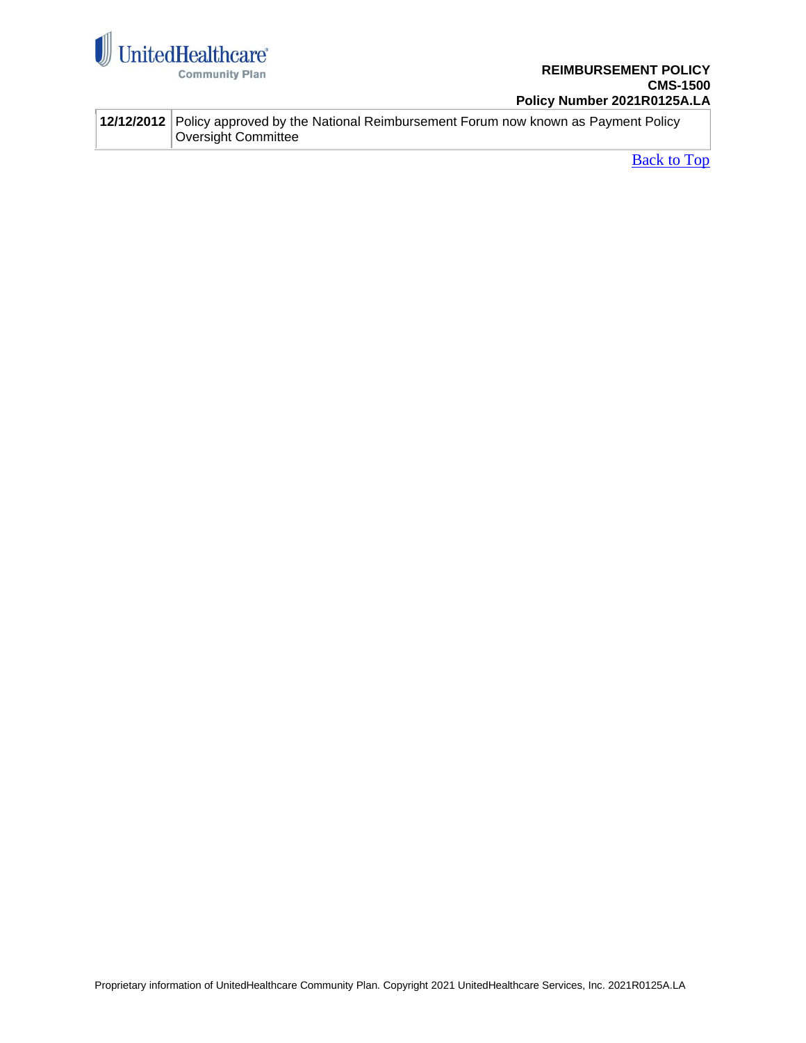| | |
|---|---|
| **12/12/2012** | Policy approved by the National Reimbursement Forum now known as Payment Policy Oversight Committee |

Back to Top